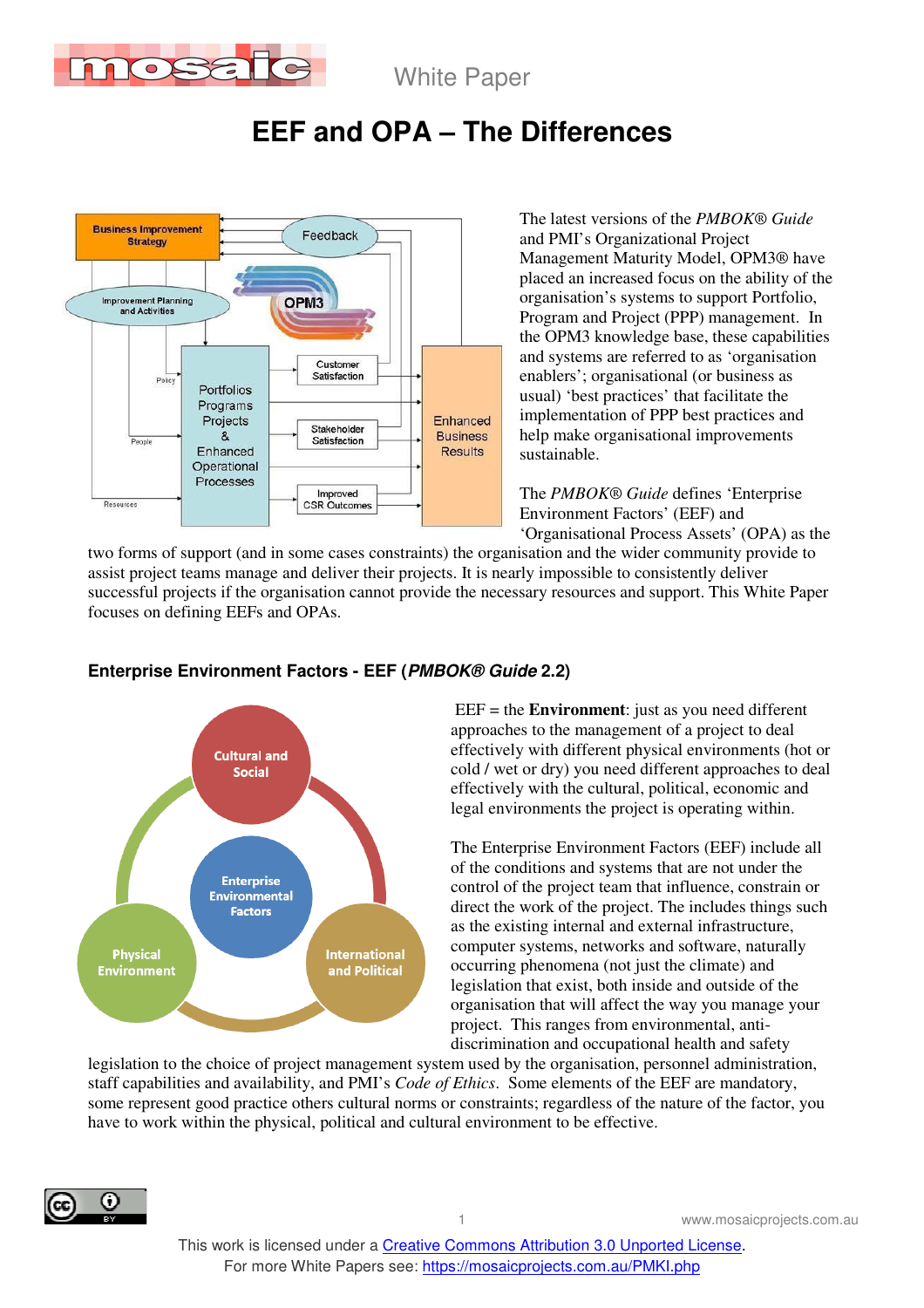White Paper

# EEF and OPA – The Differences

The latest versions of the *PMBOK® Guide* and PMI's Organizational Project Management Maturity Model, OPM3® have placed an increased focus on the ability of the organisation's systems to support Portfolio, Program and Project (PPP) management. In the OPM3 knowledge base, these capabilities and systems are referred to as 'organisation enablers'; organisational (or business as usual) 'best practices' that facilitate the implementation of PPP best practices and help make organisational improvements sustainable.

The *PMBOK® Guide* defines 'Enterprise Environment Factors' (EEF) and 'Organisational Process Assets' (OPA) as the two forms of support (and in some cases constraints) the organisation and the wider community provide to assist project teams manage and deliver their projects. It is nearly impossible to consistently deliver successful projects if the organisation cannot provide the necessary resources and support. This White Paper focuses on defining EEFs and OPAs.

## Enterprise Environment Factors - EEF (*PMBOK® Guide* 2.2)

EEF = the **Environment**: just as you need different approaches to the management of a project to deal effectively with different physical environments (hot or cold / wet or dry) you need different approaches to deal effectively with the cultural, political, economic and legal environments the project is operating within.

The Enterprise Environment Factors (EEF) include all of the conditions and systems that are not under the control of the project team that influence, constrain or direct the work of the project. The includes things such as the existing internal and external infrastructure, computer systems, networks and software, naturally occurring phenomena (not just the climate) and legislation that exist, both inside and outside of the organisation that will affect the way you manage your project. This ranges from environmental, anti-discrimination and occupational health and safety legislation to the choice of project management system used by the organisation, personnel administration, staff capabilities and availability, and PMI's *Code of Ethics*. Some elements of the EEF are mandatory, some represent good practice others cultural norms or constraints; regardless of the nature of the factor, you have to work within the physical, political and cultural environment to be effective.

This work is licensed under a Creative Commons Attribution 3.0 Unported License.
For more White Papers see: https://mosaicprojects.com.au/PMKI.php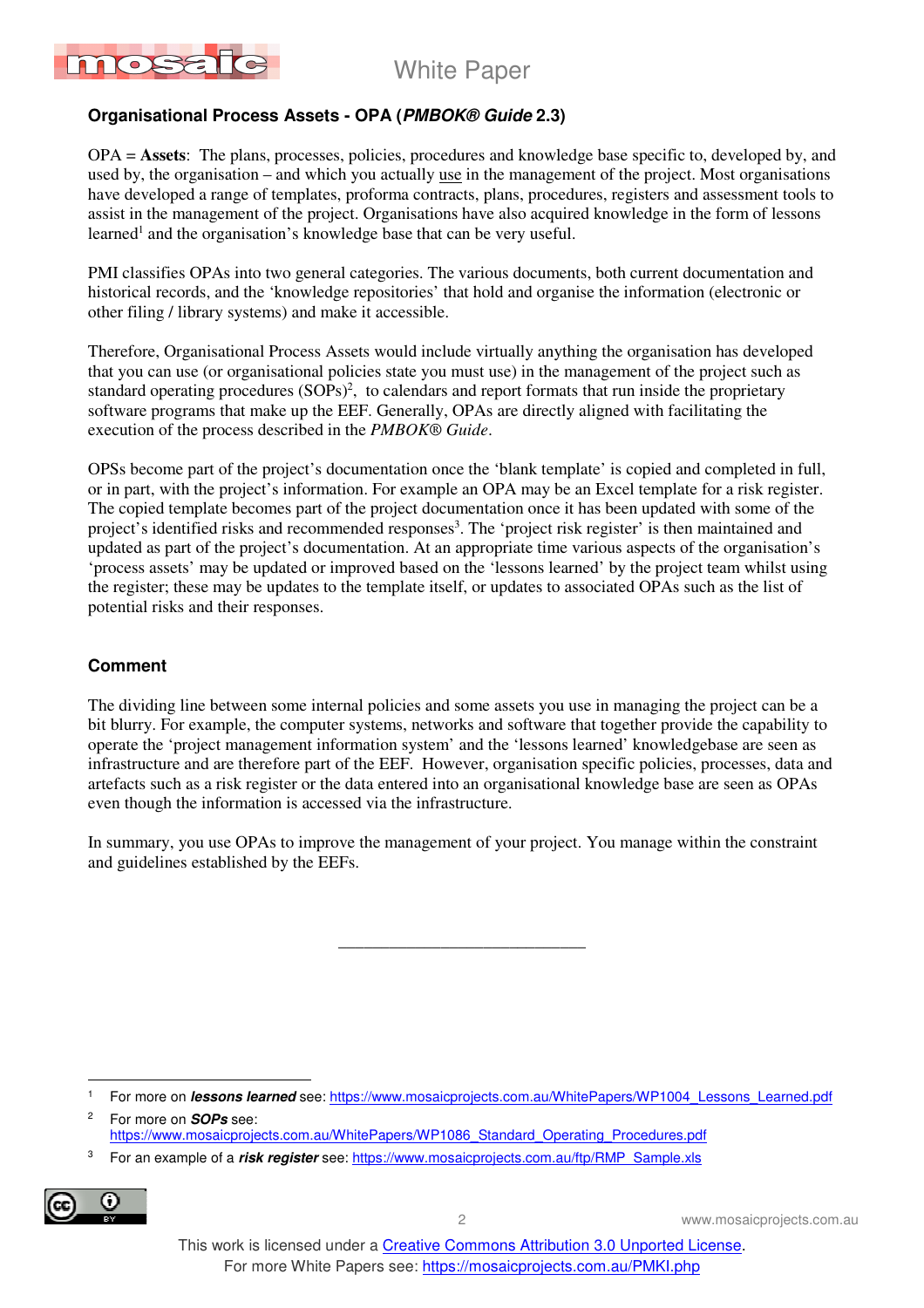## Organisational Process Assets - OPA (*PMBOK® Guide* 2.3)

OPA = **Assets**: The plans, processes, policies, procedures and knowledge base specific to, developed by, and used by, the organisation – and which you actually use in the management of the project. Most organisations have developed a range of templates, proforma contracts, plans, procedures, registers and assessment tools to assist in the management of the project. Organisations have also acquired knowledge in the form of lessons learned[1] and the organisation's knowledge base that can be very useful.

PMI classifies OPAs into two general categories. The various documents, both current documentation and historical records, and the 'knowledge repositories' that hold and organise the information (electronic or other filing / library systems) and make it accessible.

Therefore, Organisational Process Assets would include virtually anything the organisation has developed that you can use (or organisational policies state you must use) in the management of the project such as standard operating procedures (SOPs)[2], to calendars and report formats that run inside the proprietary software programs that make up the EEF. Generally, OPAs are directly aligned with facilitating the execution of the process described in the *PMBOK® Guide*.

OPSs become part of the project's documentation once the 'blank template' is copied and completed in full, or in part, with the project's information. For example an OPA may be an Excel template for a risk register. The copied template becomes part of the project documentation once it has been updated with some of the project's identified risks and recommended responses[3]. The 'project risk register' is then maintained and updated as part of the project's documentation. At an appropriate time various aspects of the organisation's 'process assets' may be updated or improved based on the 'lessons learned' by the project team whilst using the register; these may be updates to the template itself, or updates to associated OPAs such as the list of potential risks and their responses.

## Comment

The dividing line between some internal policies and some assets you use in managing the project can be a bit blurry. For example, the computer systems, networks and software that together provide the capability to operate the 'project management information system' and the 'lessons learned' knowledgebase are seen as infrastructure and are therefore part of the EEF. However, organisation specific policies, processes, data and artefacts such as a risk register or the data entered into an organisational knowledge base are seen as OPAs even though the information is accessed via the infrastructure.

In summary, you use OPAs to improve the management of your project. You manage within the constraint and guidelines established by the EEFs.

---

[1] For more on ***lessons learned*** see: https://www.mosaicprojects.com.au/WhitePapers/WP1004_Lessons_Learned.pdf

[2] For more on ***SOPs*** see: https://www.mosaicprojects.com.au/WhitePapers/WP1086_Standard_Operating_Procedures.pdf

[3] For an example of a ***risk register*** see: https://www.mosaicprojects.com.au/ftp/RMP_Sample.xls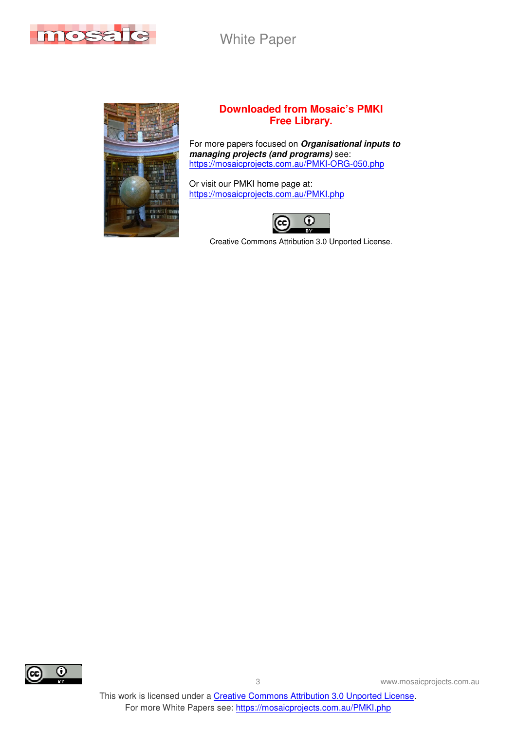**Downloaded from Mosaic's PMKI Free Library.**

For more papers focused on ***Organisational inputs to managing projects (and programs)*** see: https://mosaicprojects.com.au/PMKI-ORG-050.php

Or visit our PMKI home page at: https://mosaicprojects.com.au/PMKI.php

Creative Commons Attribution 3.0 Unported License.